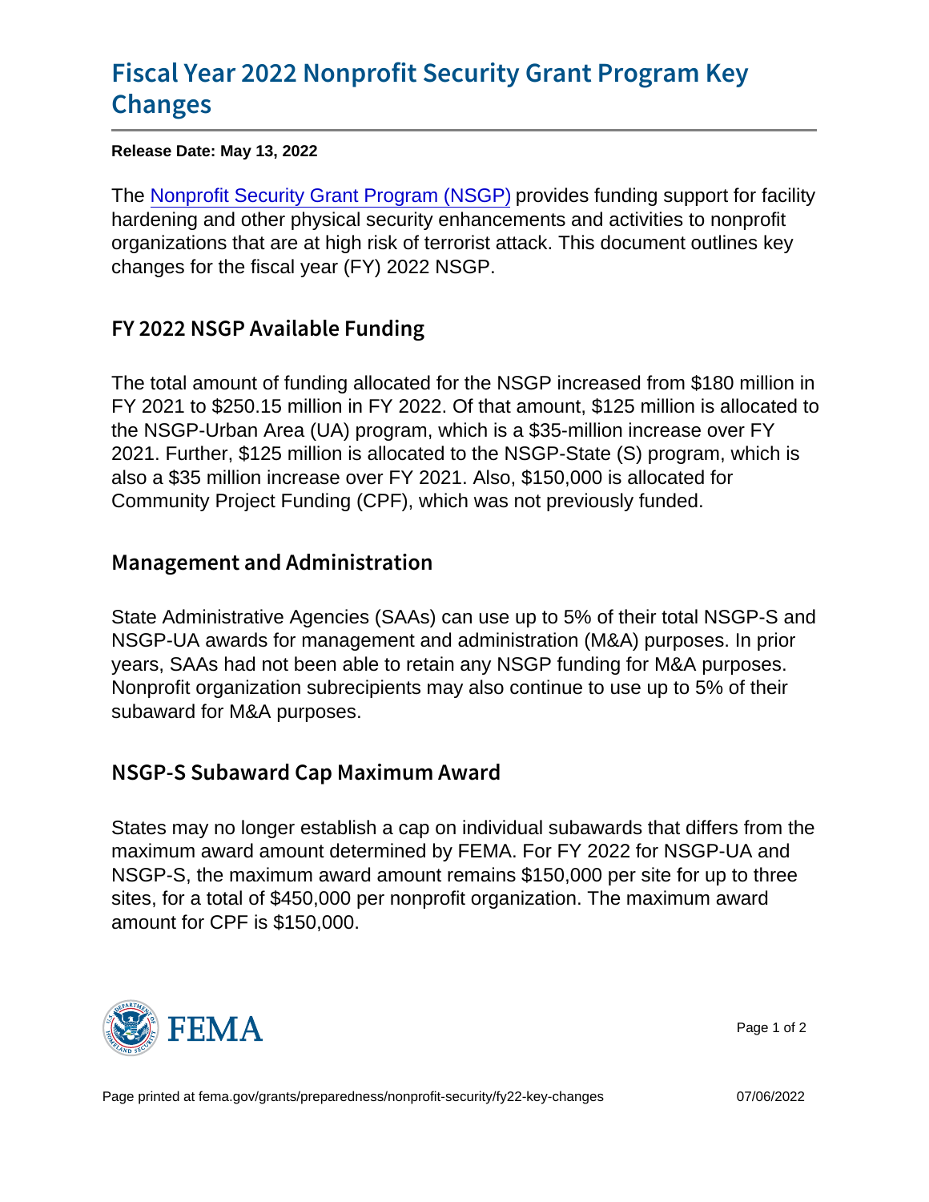# Fiscal Year 2022 Nonprofit Security Grant Program Key Changes

**Release Date: May 13, 2022**

The Nonprofit Security Grant Program (NSGP) provides funding support for facility hardening and other physical security enhancements and activities to nonprofit organizations that are at high risk of terrorist attack. This document outlines key changes for the fiscal year (FY) 2022 NSGP.

## FY 2022 NSGP Available Funding

The total amount of funding allocated for the NSGP increased from $180 million in FY 2021 to $250.15 million in FY 2022. Of that amount, $125 million is allocated to the NSGP-Urban Area (UA) program, which is a $35-million increase over FY 2021. Further, $125 million is allocated to the NSGP-State (S) program, which is also a $35 million increase over FY 2021. Also, $150,000 is allocated for Community Project Funding (CPF), which was not previously funded.

## Management and Administration

State Administrative Agencies (SAAs) can use up to 5% of their total NSGP-S and NSGP-UA awards for management and administration (M&A) purposes. In prior years, SAAs had not been able to retain any NSGP funding for M&A purposes. Nonprofit organization subrecipients may also continue to use up to 5% of their subaward for M&A purposes.

## NSGP-S Subaward Cap Maximum Award

States may no longer establish a cap on individual subawards that differs from the maximum award amount determined by FEMA. For FY 2022 for NSGP-UA and NSGP-S, the maximum award amount remains $150,000 per site for up to three sites, for a total of $450,000 per nonprofit organization. The maximum award amount for CPF is $150,000.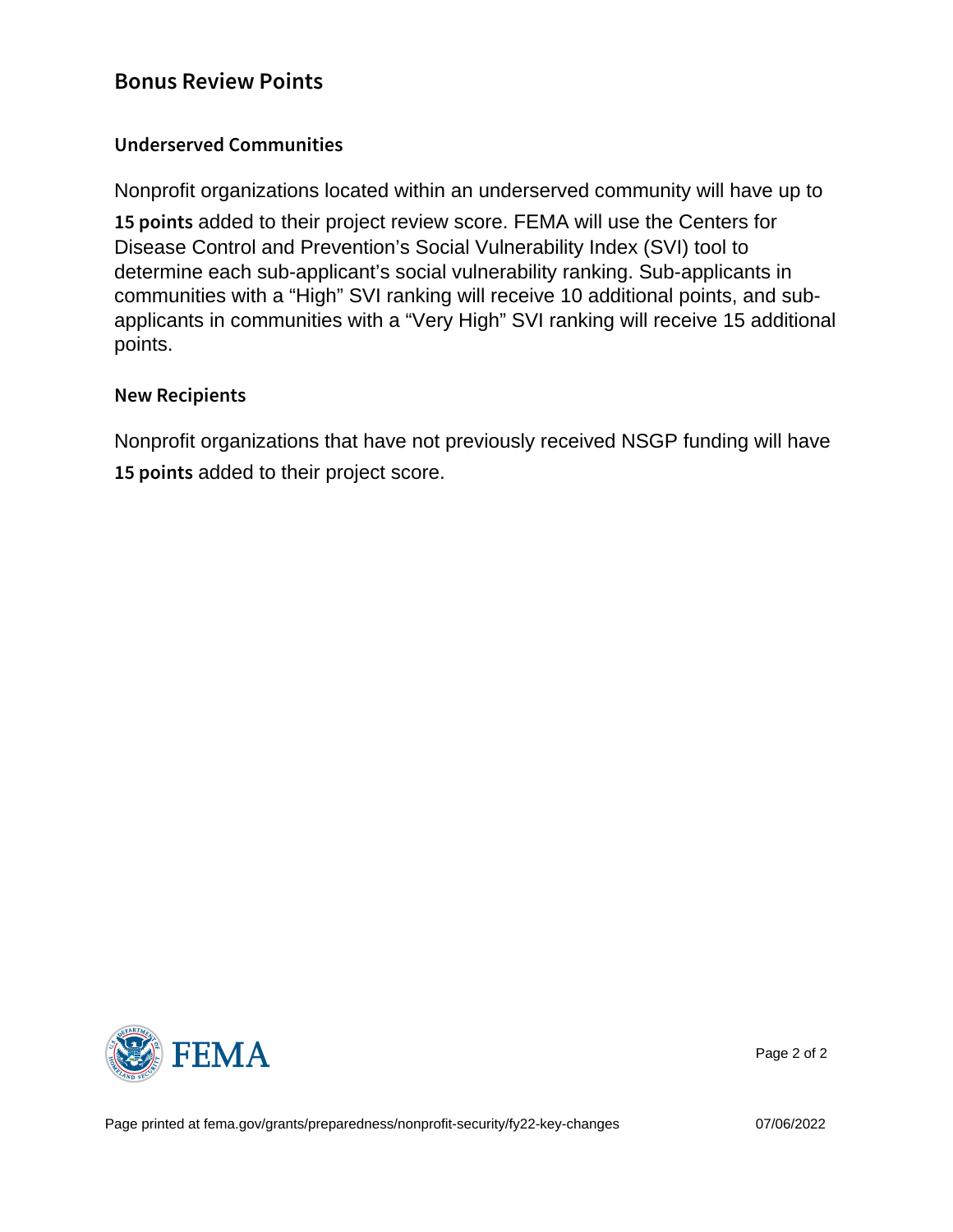## Bonus Review Points

### Underserved Communities

Nonprofit organizations located within an underserved community will have up to **15 points** added to their project review score. FEMA will use the Centers for Disease Control and Prevention's Social Vulnerability Index (SVI) tool to determine each sub-applicant's social vulnerability ranking. Sub-applicants in communities with a "High" SVI ranking will receive 10 additional points, and sub-applicants in communities with a "Very High" SVI ranking will receive 15 additional points.

### New Recipients

Nonprofit organizations that have not previously received NSGP funding will have **15 points** added to their project score.